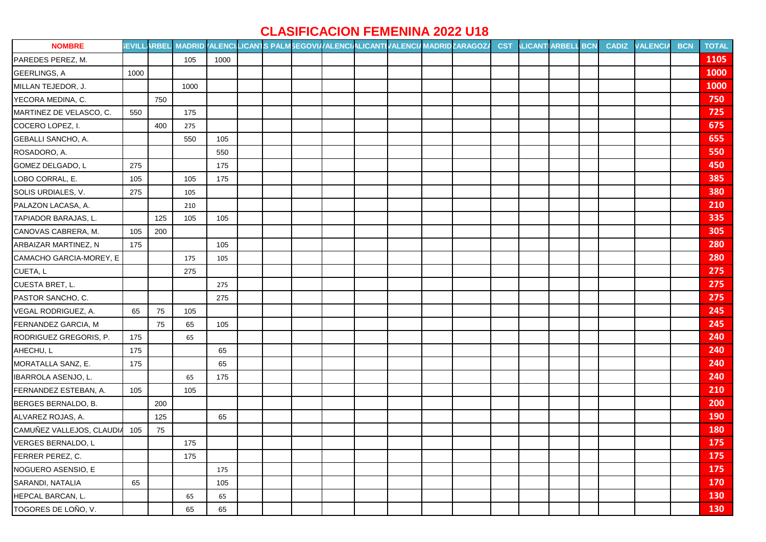# CLASIFICACION FEMENINA 2022 U18

| NOMBRE | SEVILLA | MARBELLA | MADRID | VALENCIA | ALICANTE | LAS PALMAS | SEGOVIA | VALENCIA | ALICANTE | VALENCIA | MADRID | ZARAGOZA | CST | ALICANTE | MARBELLA | BCN | CADIZ | VALENCIA | BCN | TOTAL |
|---|---|---|---|---|---|---|---|---|---|---|---|---|---|---|---|---|---|---|---|---|
| PAREDES PEREZ, M. | | | 105 | 1000 | | | | | | | | | | | | | | | | 1105 |
| GEERLINGS, A | 1000 | | | | | | | | | | | | | | | | | | | 1000 |
| MILLAN TEJEDOR, J. | | | 1000 | | | | | | | | | | | | | | | | | 1000 |
| YECORA MEDINA, C. | | 750 | | | | | | | | | | | | | | | | | | 750 |
| MARTINEZ DE VELASCO, C. | 550 | | 175 | | | | | | | | | | | | | | | | | 725 |
| COCERO LOPEZ, I. | | 400 | 275 | | | | | | | | | | | | | | | | | 675 |
| GEBALLI SANCHO, A. | | | 550 | 105 | | | | | | | | | | | | | | | | 655 |
| ROSADORO, A. | | | | 550 | | | | | | | | | | | | | | | | 550 |
| GOMEZ DELGADO, L | 275 | | | 175 | | | | | | | | | | | | | | | | 450 |
| LOBO CORRAL, E. | 105 | | 105 | 175 | | | | | | | | | | | | | | | | 385 |
| SOLIS URDIALES, V. | 275 | | 105 | | | | | | | | | | | | | | | | | 380 |
| PALAZON LACASA, A. | | | 210 | | | | | | | | | | | | | | | | | 210 |
| TAPIADOR BARAJAS, L. | | 125 | 105 | 105 | | | | | | | | | | | | | | | | 335 |
| CANOVAS CABRERA, M. | 105 | 200 | | | | | | | | | | | | | | | | | | 305 |
| ARBAIZAR MARTINEZ, N | 175 | | | 105 | | | | | | | | | | | | | | | | 280 |
| CAMACHO GARCIA-MOREY, E | | | 175 | 105 | | | | | | | | | | | | | | | | 280 |
| CUETA, L | | | 275 | | | | | | | | | | | | | | | | | 275 |
| CUESTA BRET, L. | | | | 275 | | | | | | | | | | | | | | | | 275 |
| PASTOR SANCHO, C. | | | | 275 | | | | | | | | | | | | | | | | 275 |
| VEGAL RODRIGUEZ, A. | 65 | 75 | 105 | | | | | | | | | | | | | | | | | 245 |
| FERNANDEZ GARCIA, M | | 75 | 65 | 105 | | | | | | | | | | | | | | | | 245 |
| RODRIGUEZ GREGORIS, P. | 175 | | 65 | | | | | | | | | | | | | | | | | 240 |
| AHECHU, L | 175 | | | 65 | | | | | | | | | | | | | | | | 240 |
| MORATALLA SANZ, E. | 175 | | | 65 | | | | | | | | | | | | | | | | 240 |
| IBARROLA ASENJO, L. | | | 65 | 175 | | | | | | | | | | | | | | | | 240 |
| FERNANDEZ ESTEBAN, A. | 105 | | 105 | | | | | | | | | | | | | | | | | 210 |
| BERGES BERNALDO, B. | | 200 | | | | | | | | | | | | | | | | | | 200 |
| ALVAREZ ROJAS, A. | | 125 | | 65 | | | | | | | | | | | | | | | | 190 |
| CAMUÑEZ VALLEJOS, CLAUDIA | 105 | 75 | | | | | | | | | | | | | | | | | | 180 |
| VERGES BERNALDO, L | | | 175 | | | | | | | | | | | | | | | | | 175 |
| FERRER PEREZ, C. | | | 175 | | | | | | | | | | | | | | | | | 175 |
| NOGUERO ASENSIO, E | | | | 175 | | | | | | | | | | | | | | | | 175 |
| SARANDI, NATALIA | 65 | | | 105 | | | | | | | | | | | | | | | | 170 |
| HEPCAL BARCAN, L. | | | 65 | 65 | | | | | | | | | | | | | | | | 130 |
| TOGORES DE LOÑO, V. | | | 65 | 65 | | | | | | | | | | | | | | | | 130 |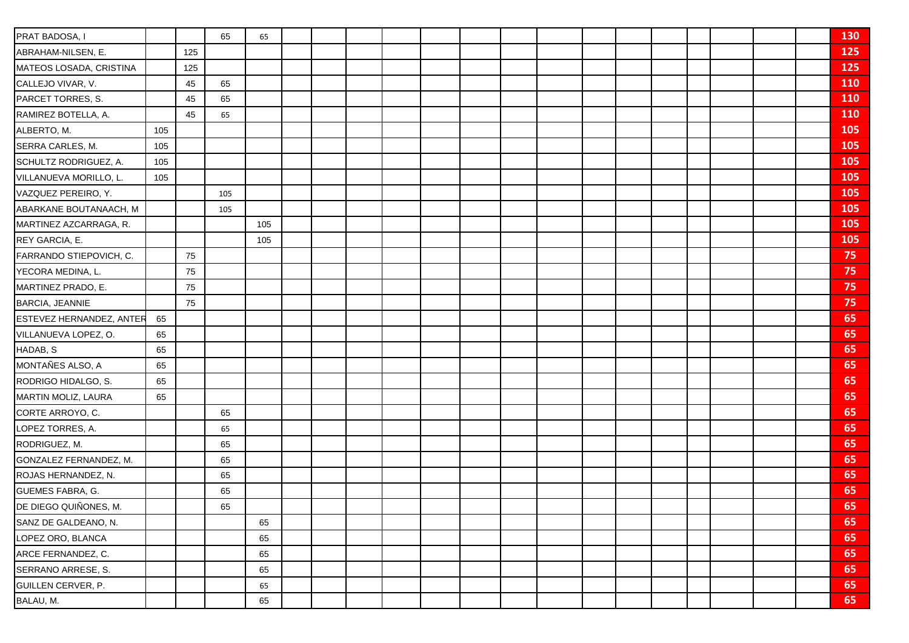| | | | | | | | | | | | | | | | | | | | | |
|---|---|---|---|---|---|---|---|---|---|---|---|---|---|---|---|---|---|---|---|---|
| PRAT BADOSA, I | | | 65 | 65 | | | | | | | | | | | | | | | | **130** |
| ABRAHAM-NILSEN, E. | | 125 | | | | | | | | | | | | | | | | | | **125** |
| MATEOS LOSADA, CRISTINA | | 125 | | | | | | | | | | | | | | | | | | **125** |
| CALLEJO VIVAR, V. | | 45 | 65 | | | | | | | | | | | | | | | | | **110** |
| PARCET TORRES, S. | | 45 | 65 | | | | | | | | | | | | | | | | | **110** |
| RAMIREZ BOTELLA, A. | | 45 | 65 | | | | | | | | | | | | | | | | | **110** |
| ALBERTO, M. | 105 | | | | | | | | | | | | | | | | | | | **105** |
| SERRA CARLES, M. | 105 | | | | | | | | | | | | | | | | | | | **105** |
| SCHULTZ RODRIGUEZ, A. | 105 | | | | | | | | | | | | | | | | | | | **105** |
| VILLANUEVA MORILLO, L. | 105 | | | | | | | | | | | | | | | | | | | **105** |
| VAZQUEZ PEREIRO, Y. | | | 105 | | | | | | | | | | | | | | | | | **105** |
| ABARKANE BOUTANAACH, M | | | 105 | | | | | | | | | | | | | | | | | **105** |
| MARTINEZ AZCARRAGA, R. | | | | 105 | | | | | | | | | | | | | | | | **105** |
| REY GARCIA, E. | | | | 105 | | | | | | | | | | | | | | | | **105** |
| FARRANDO STIEPOVICH, C. | | 75 | | | | | | | | | | | | | | | | | | **75** |
| YECORA MEDINA, L. | | 75 | | | | | | | | | | | | | | | | | | **75** |
| MARTINEZ PRADO, E. | | 75 | | | | | | | | | | | | | | | | | | **75** |
| BARCIA, JEANNIE | | 75 | | | | | | | | | | | | | | | | | | **75** |
| ESTEVEZ HERNANDEZ, ANTER | 65 | | | | | | | | | | | | | | | | | | | **65** |
| VILLANUEVA LOPEZ, O. | 65 | | | | | | | | | | | | | | | | | | | **65** |
| HADAB, S | 65 | | | | | | | | | | | | | | | | | | | **65** |
| MONTAÑES ALSO, A | 65 | | | | | | | | | | | | | | | | | | | **65** |
| RODRIGO HIDALGO, S. | 65 | | | | | | | | | | | | | | | | | | | **65** |
| MARTIN MOLIZ, LAURA | 65 | | | | | | | | | | | | | | | | | | | **65** |
| CORTE ARROYO, C. | | | 65 | | | | | | | | | | | | | | | | | **65** |
| LOPEZ TORRES, A. | | | 65 | | | | | | | | | | | | | | | | | **65** |
| RODRIGUEZ, M. | | | 65 | | | | | | | | | | | | | | | | | **65** |
| GONZALEZ FERNANDEZ, M. | | | 65 | | | | | | | | | | | | | | | | | **65** |
| ROJAS HERNANDEZ, N. | | | 65 | | | | | | | | | | | | | | | | | **65** |
| GUEMES FABRA, G. | | | 65 | | | | | | | | | | | | | | | | | **65** |
| DE DIEGO QUIÑONES, M. | | | 65 | | | | | | | | | | | | | | | | | **65** |
| SANZ DE GALDEANO, N. | | | | 65 | | | | | | | | | | | | | | | | **65** |
| LOPEZ ORO, BLANCA | | | | 65 | | | | | | | | | | | | | | | | **65** |
| ARCE FERNANDEZ, C. | | | | 65 | | | | | | | | | | | | | | | | **65** |
| SERRANO ARRESE, S. | | | | 65 | | | | | | | | | | | | | | | | **65** |
| GUILLEN CERVER, P. | | | | 65 | | | | | | | | | | | | | | | | **65** |
| BALAU, M. | | | | 65 | | | | | | | | | | | | | | | | **65** |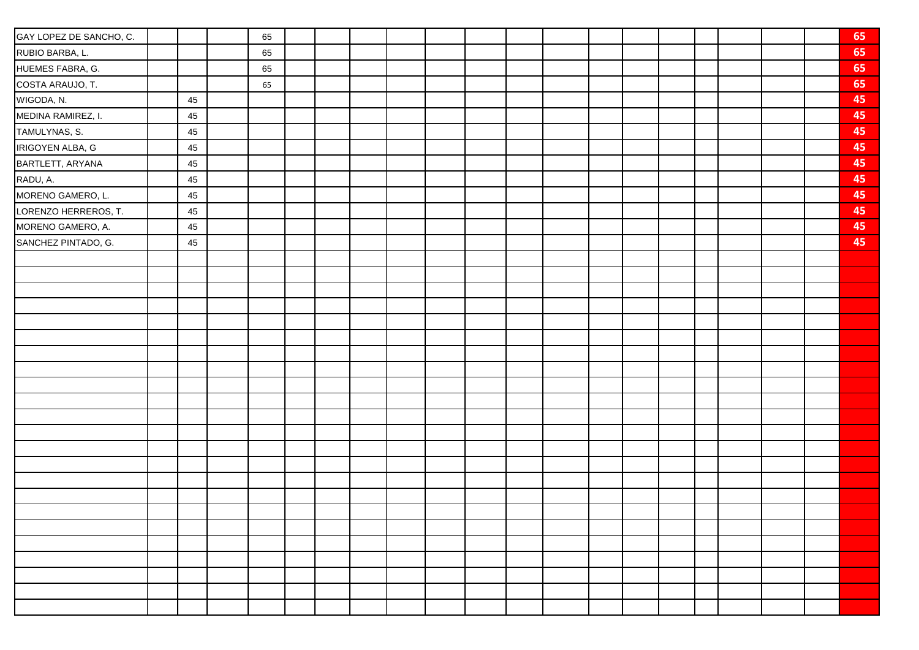| | | | | | | | | | | | | | | | | | | | | |
|---|---|---|---|---|---|---|---|---|---|---|---|---|---|---|---|---|---|---|---|---|
| GAY LOPEZ DE SANCHO, C. | | | | 65 | | | | | | | | | | | | | | | | 65 |
| RUBIO BARBA, L. | | | | 65 | | | | | | | | | | | | | | | | 65 |
| HUEMES FABRA, G. | | | | 65 | | | | | | | | | | | | | | | | 65 |
| COSTA ARAUJO, T. | | | | 65 | | | | | | | | | | | | | | | | 65 |
| WIGODA, N. | | 45 | | | | | | | | | | | | | | | | | | 45 |
| MEDINA RAMIREZ, I. | | 45 | | | | | | | | | | | | | | | | | | 45 |
| TAMULYNAS, S. | | 45 | | | | | | | | | | | | | | | | | | 45 |
| IRIGOYEN ALBA, G | | 45 | | | | | | | | | | | | | | | | | | 45 |
| BARTLETT, ARYANA | | 45 | | | | | | | | | | | | | | | | | | 45 |
| RADU, A. | | 45 | | | | | | | | | | | | | | | | | | 45 |
| MORENO GAMERO, L. | | 45 | | | | | | | | | | | | | | | | | | 45 |
| LORENZO HERREROS, T. | | 45 | | | | | | | | | | | | | | | | | | 45 |
| MORENO GAMERO, A. | | 45 | | | | | | | | | | | | | | | | | | 45 |
| SANCHEZ PINTADO, G. | | 45 | | | | | | | | | | | | | | | | | | 45 |